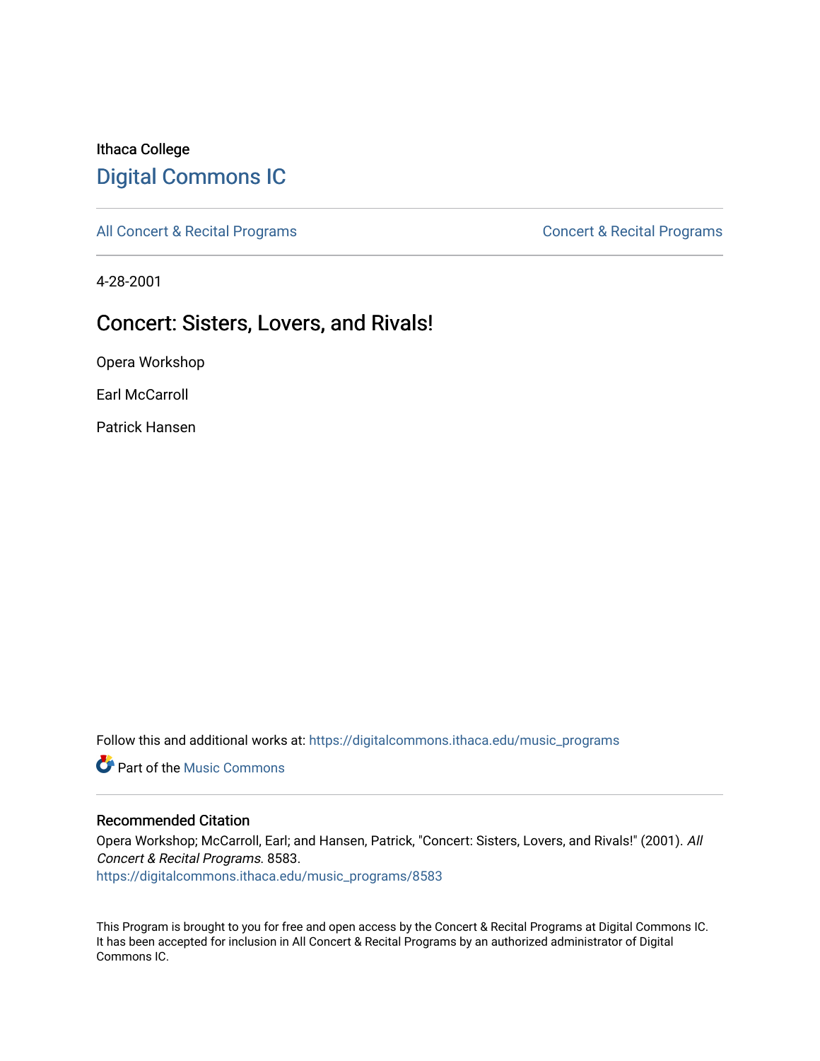Ithaca College

# Digital Commons IC

All Concert & Recital Programs | Concert & Recital Programs

4-28-2001

## Concert: Sisters, Lovers, and Rivals!

Opera Workshop

Earl McCarroll

Patrick Hansen

Follow this and additional works at: https://digitalcommons.ithaca.edu/music_programs

Part of the Music Commons

### Recommended Citation

Opera Workshop; McCarroll, Earl; and Hansen, Patrick, "Concert: Sisters, Lovers, and Rivals!" (2001). *All Concert & Recital Programs*. 8583.
https://digitalcommons.ithaca.edu/music_programs/8583

This Program is brought to you for free and open access by the Concert & Recital Programs at Digital Commons IC. It has been accepted for inclusion in All Concert & Recital Programs by an authorized administrator of Digital Commons IC.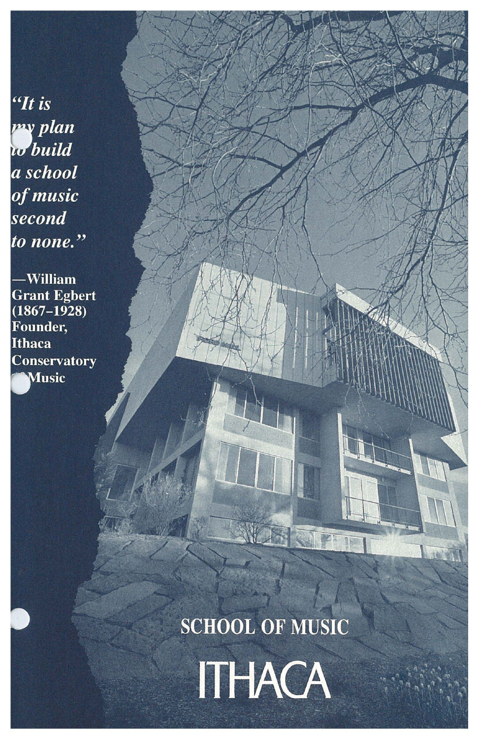*"It is my plan to build a school of music second to none."*

**—William Grant Egbert (1867–1928) Founder, Ithaca Conservatory of Music**

SCHOOL OF MUSIC

# ITHACA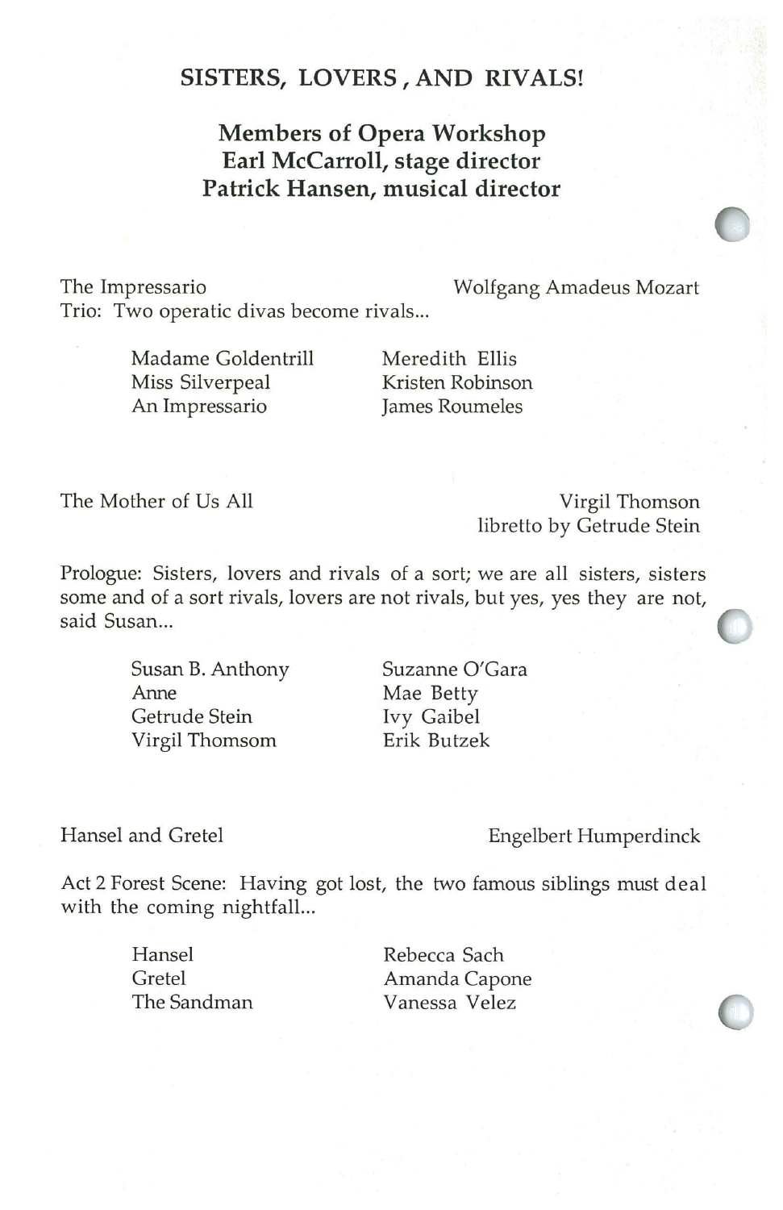# SISTERS, LOVERS, AND RIVALS!

## Members of Opera Workshop
## Earl McCarroll, stage director
## Patrick Hansen, musical director

The Impressario — Wolfgang Amadeus Mozart

Trio: Two operatic divas become rivals...

| | |
|---|---|
| Madame Goldentrill | Meredith Ellis |
| Miss Silverpeal | Kristen Robinson |
| An Impressario | James Roumeles |

The Mother of Us All — Virgil Thomson, libretto by Getrude Stein

Prologue: Sisters, lovers and rivals of a sort; we are all sisters, sisters some and of a sort rivals, lovers are not rivals, but yes, yes they are not, said Susan...

| | |
|---|---|
| Susan B. Anthony | Suzanne O'Gara |
| Anne | Mae Betty |
| Getrude Stein | Ivy Gaibel |
| Virgil Thomsom | Erik Butzek |

Hansel and Gretel — Engelbert Humperdinck

Act 2 Forest Scene: Having got lost, the two famous siblings must deal with the coming nightfall...

| | |
|---|---|
| Hansel | Rebecca Sach |
| Gretel | Amanda Capone |
| The Sandman | Vanessa Velez |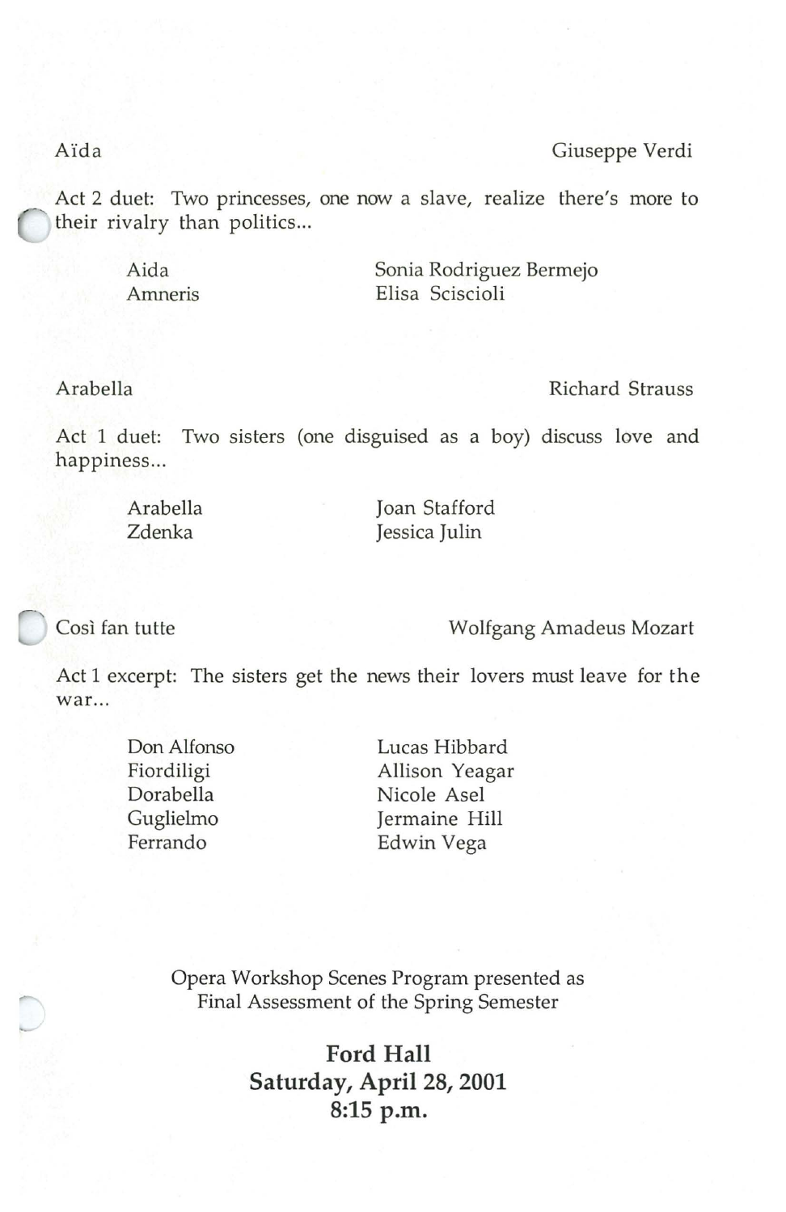Aïda — Giuseppe Verdi

Act 2 duet: Two princesses, one now a slave, realize there's more to their rivalry than politics...

| | |
|---|---|
| Aida | Sonia Rodriguez Bermejo |
| Amneris | Elisa Sciscioli |

Arabella — Richard Strauss

Act 1 duet: Two sisters (one disguised as a boy) discuss love and happiness...

| | |
|---|---|
| Arabella | Joan Stafford |
| Zdenka | Jessica Julin |

Così fan tutte — Wolfgang Amadeus Mozart

Act 1 excerpt: The sisters get the news their lovers must leave for the war...

| | |
|---|---|
| Don Alfonso | Lucas Hibbard |
| Fiordiligi | Allison Yeagar |
| Dorabella | Nicole Asel |
| Guglielmo | Jermaine Hill |
| Ferrando | Edwin Vega |

Opera Workshop Scenes Program presented as
Final Assessment of the Spring Semester

**Ford Hall**
**Saturday, April 28, 2001**
**8:15 p.m.**